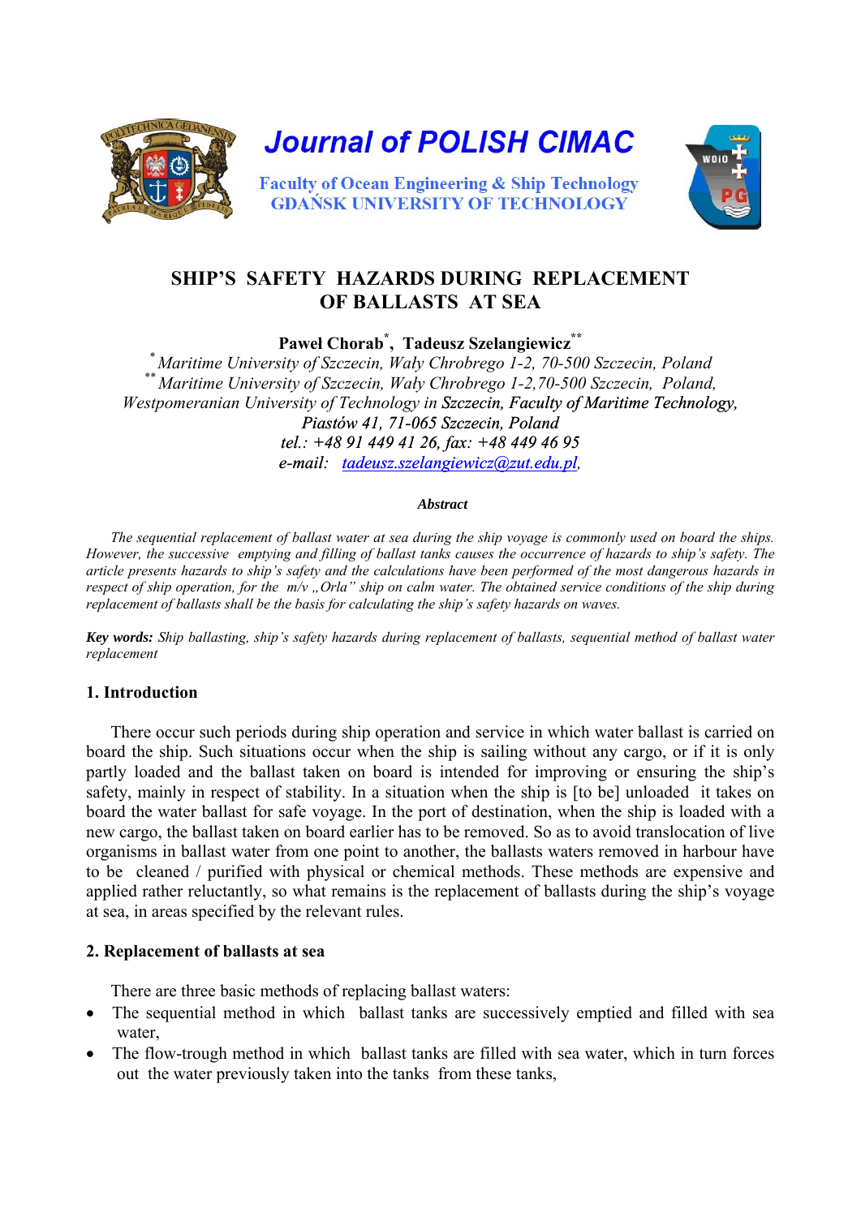# Journal of POLISH CIMAC

Faculty of Ocean Engineering & Ship Technology
GDAŃSK UNIVERSITY OF TECHNOLOGY

## SHIP'S SAFETY HAZARDS DURING REPLACEMENT OF BALLASTS AT SEA

**Paweł Chorab[*], Tadeusz Szelangiewicz[**]**

*[*] Maritime University of Szczecin, Wały Chrobrego 1-2, 70-500 Szczecin, Poland*
*[**] Maritime University of Szczecin, Wały Chrobrego 1-2,70-500 Szczecin, Poland,*
*Westpomeranian University of Technology in Szczecin, Faculty of Maritime Technology,*
*Piastów 41, 71-065 Szczecin, Poland*
*tel.: +48 91 449 41 26, fax: +48 449 46 95*
*e-mail: tadeusz.szelangiewicz@zut.edu.pl,*

***Abstract***

*The sequential replacement of ballast water at sea during the ship voyage is commonly used on board the ships. However, the successive emptying and filling of ballast tanks causes the occurrence of hazards to ship's safety. The article presents hazards to ship's safety and the calculations have been performed of the most dangerous hazards in respect of ship operation, for the m/v „Orla" ship on calm water. The obtained service conditions of the ship during replacement of ballasts shall be the basis for calculating the ship's safety hazards on waves.*

***Key words:*** *Ship ballasting, ship's safety hazards during replacement of ballasts, sequential method of ballast water replacement*

### 1. Introduction

There occur such periods during ship operation and service in which water ballast is carried on board the ship. Such situations occur when the ship is sailing without any cargo, or if it is only partly loaded and the ballast taken on board is intended for improving or ensuring the ship's safety, mainly in respect of stability. In a situation when the ship is [to be] unloaded it takes on board the water ballast for safe voyage. In the port of destination, when the ship is loaded with a new cargo, the ballast taken on board earlier has to be removed. So as to avoid translocation of live organisms in ballast water from one point to another, the ballasts waters removed in harbour have to be cleaned / purified with physical or chemical methods. These methods are expensive and applied rather reluctantly, so what remains is the replacement of ballasts during the ship's voyage at sea, in areas specified by the relevant rules.

### 2. Replacement of ballasts at sea

There are three basic methods of replacing ballast waters:

- The sequential method in which ballast tanks are successively emptied and filled with sea water,
- The flow-trough method in which ballast tanks are filled with sea water, which in turn forces out the water previously taken into the tanks from these tanks,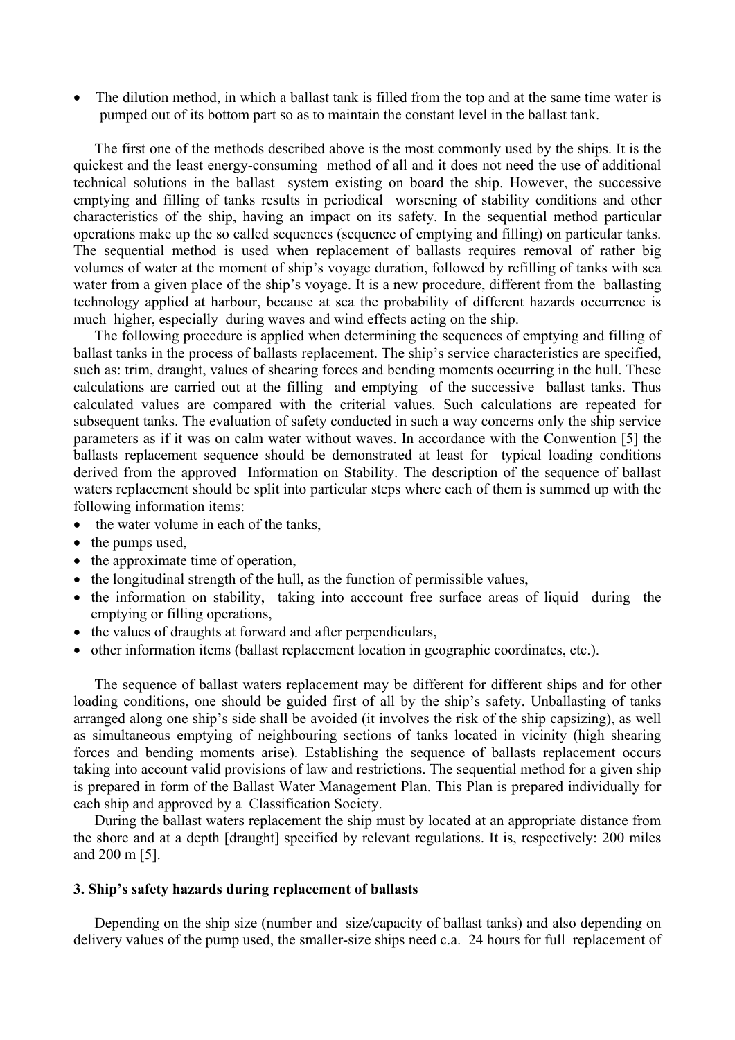- The dilution method, in which a ballast tank is filled from the top and at the same time water is pumped out of its bottom part so as to maintain the constant level in the ballast tank.

The first one of the methods described above is the most commonly used by the ships. It is the quickest and the least energy-consuming method of all and it does not need the use of additional technical solutions in the ballast system existing on board the ship. However, the successive emptying and filling of tanks results in periodical worsening of stability conditions and other characteristics of the ship, having an impact on its safety. In the sequential method particular operations make up the so called sequences (sequence of emptying and filling) on particular tanks. The sequential method is used when replacement of ballasts requires removal of rather big volumes of water at the moment of ship's voyage duration, followed by refilling of tanks with sea water from a given place of the ship's voyage. It is a new procedure, different from the ballasting technology applied at harbour, because at sea the probability of different hazards occurrence is much higher, especially during waves and wind effects acting on the ship.

The following procedure is applied when determining the sequences of emptying and filling of ballast tanks in the process of ballasts replacement. The ship's service characteristics are specified, such as: trim, draught, values of shearing forces and bending moments occurring in the hull. These calculations are carried out at the filling and emptying of the successive ballast tanks. Thus calculated values are compared with the criterial values. Such calculations are repeated for subsequent tanks. The evaluation of safety conducted in such a way concerns only the ship service parameters as if it was on calm water without waves. In accordance with the Conwention [5] the ballasts replacement sequence should be demonstrated at least for typical loading conditions derived from the approved Information on Stability. The description of the sequence of ballast waters replacement should be split into particular steps where each of them is summed up with the following information items:

- the water volume in each of the tanks,
- the pumps used,
- the approximate time of operation,
- the longitudinal strength of the hull, as the function of permissible values,
- the information on stability, taking into acccount free surface areas of liquid during the emptying or filling operations,
- the values of draughts at forward and after perpendiculars,
- other information items (ballast replacement location in geographic coordinates, etc.).

The sequence of ballast waters replacement may be different for different ships and for other loading conditions, one should be guided first of all by the ship's safety. Unballasting of tanks arranged along one ship's side shall be avoided (it involves the risk of the ship capsizing), as well as simultaneous emptying of neighbouring sections of tanks located in vicinity (high shearing forces and bending moments arise). Establishing the sequence of ballasts replacement occurs taking into account valid provisions of law and restrictions. The sequential method for a given ship is prepared in form of the Ballast Water Management Plan. This Plan is prepared individually for each ship and approved by a Classification Society.

During the ballast waters replacement the ship must by located at an appropriate distance from the shore and at a depth [draught] specified by relevant regulations. It is, respectively: 200 miles and 200 m [5].

### 3. Ship's safety hazards during replacement of ballasts

Depending on the ship size (number and size/capacity of ballast tanks) and also depending on delivery values of the pump used, the smaller-size ships need c.a. 24 hours for full replacement of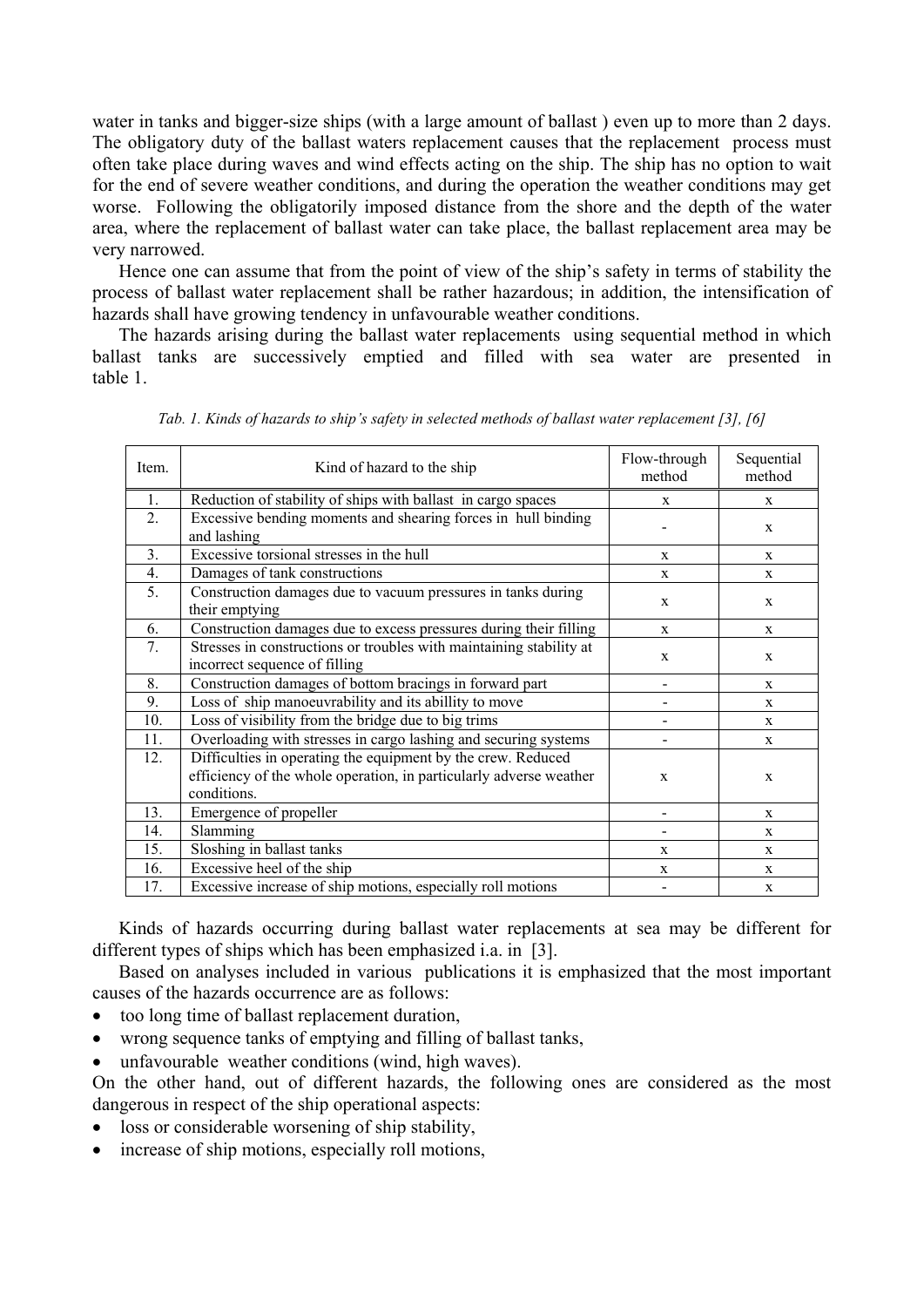water in tanks and bigger-size ships (with a large amount of ballast ) even up to more than 2 days. The obligatory duty of the ballast waters replacement causes that the replacement process must often take place during waves and wind effects acting on the ship. The ship has no option to wait for the end of severe weather conditions, and during the operation the weather conditions may get worse. Following the obligatorily imposed distance from the shore and the depth of the water area, where the replacement of ballast water can take place, the ballast replacement area may be very narrowed.

Hence one can assume that from the point of view of the ship's safety in terms of stability the process of ballast water replacement shall be rather hazardous; in addition, the intensification of hazards shall have growing tendency in unfavourable weather conditions.

The hazards arising during the ballast water replacements using sequential method in which ballast tanks are successively emptied and filled with sea water are presented in table 1.

*Tab. 1. Kinds of hazards to ship's safety in selected methods of ballast water replacement [3], [6]*

| Item. | Kind of hazard to the ship | Flow-through method | Sequential method |
|---|---|---|---|
| 1. | Reduction of stability of ships with ballast in cargo spaces | x | x |
| 2. | Excessive bending moments and shearing forces in hull binding and lashing | - | x |
| 3. | Excessive torsional stresses in the hull | x | x |
| 4. | Damages of tank constructions | x | x |
| 5. | Construction damages due to vacuum pressures in tanks during their emptying | x | x |
| 6. | Construction damages due to excess pressures during their filling | x | x |
| 7. | Stresses in constructions or troubles with maintaining stability at incorrect sequence of filling | x | x |
| 8. | Construction damages of bottom bracings in forward part | - | x |
| 9. | Loss of ship manoeuvrability and its abillity to move | - | x |
| 10. | Loss of visibility from the bridge due to big trims | - | x |
| 11. | Overloading with stresses in cargo lashing and securing systems | - | x |
| 12. | Difficulties in operating the equipment by the crew. Reduced efficiency of the whole operation, in particularly adverse weather conditions. | x | x |
| 13. | Emergence of propeller | - | x |
| 14. | Slamming | - | x |
| 15. | Sloshing in ballast tanks | x | x |
| 16. | Excessive heel of the ship | x | x |
| 17. | Excessive increase of ship motions, especially roll motions | - | x |

Kinds of hazards occurring during ballast water replacements at sea may be different for different types of ships which has been emphasized i.a. in [3].

Based on analyses included in various publications it is emphasized that the most important causes of the hazards occurrence are as follows:

- too long time of ballast replacement duration,
- wrong sequence tanks of emptying and filling of ballast tanks,
- unfavourable weather conditions (wind, high waves).

On the other hand, out of different hazards, the following ones are considered as the most dangerous in respect of the ship operational aspects:

- loss or considerable worsening of ship stability,
- increase of ship motions, especially roll motions,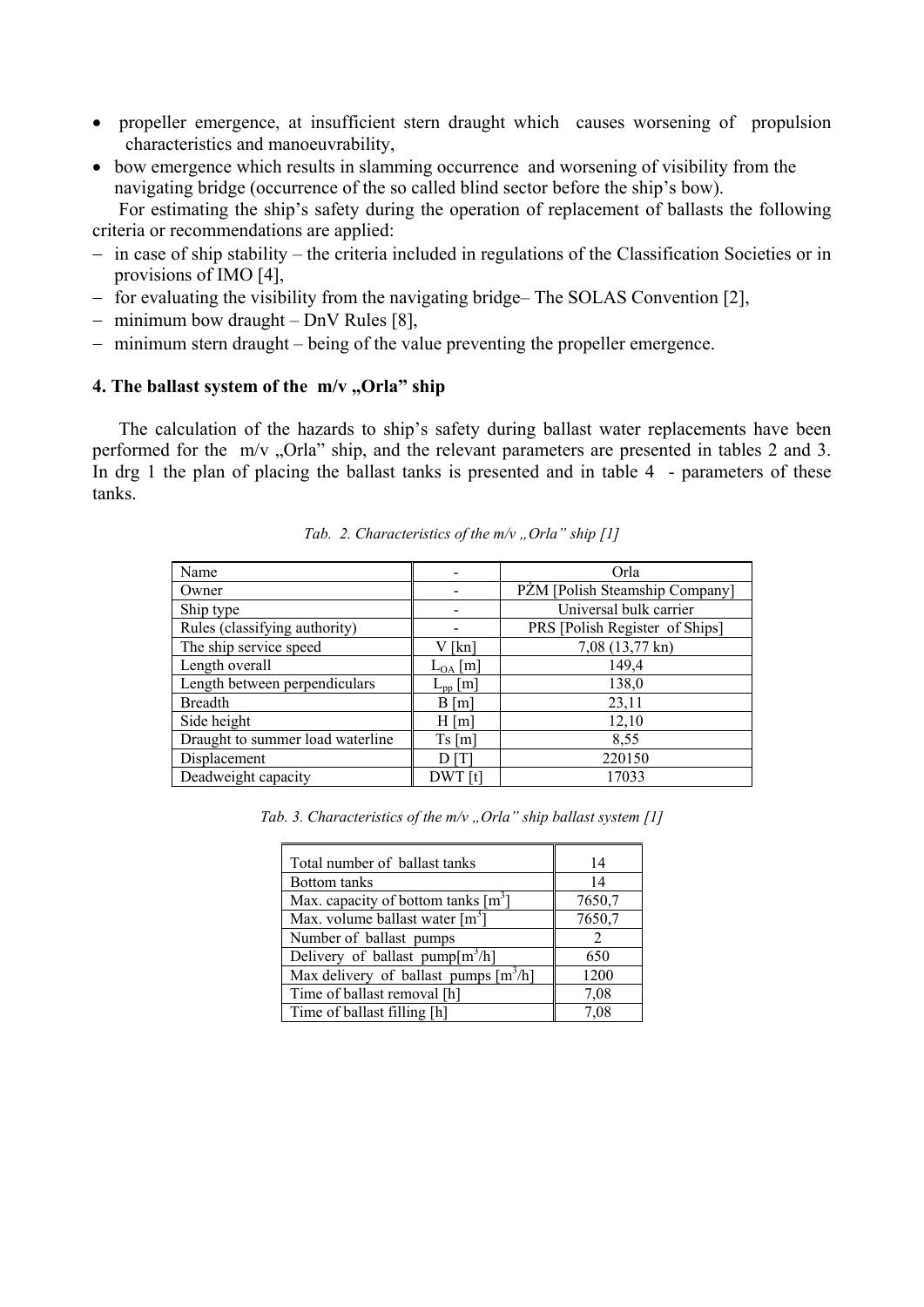- propeller emergence, at insufficient stern draught which causes worsening of propulsion characteristics and manoeuvrability,
- bow emergence which results in slamming occurrence and worsening of visibility from the navigating bridge (occurrence of the so called blind sector before the ship's bow).

For estimating the ship's safety during the operation of replacement of ballasts the following criteria or recommendations are applied:

- in case of ship stability – the criteria included in regulations of the Classification Societies or in provisions of IMO [4],
- for evaluating the visibility from the navigating bridge– The SOLAS Convention [2],
- minimum bow draught – DnV Rules [8],
- minimum stern draught – being of the value preventing the propeller emergence.

### 4. The ballast system of the m/v „Orla" ship

The calculation of the hazards to ship's safety during ballast water replacements have been performed for the m/v „Orla" ship, and the relevant parameters are presented in tables 2 and 3. In drg 1 the plan of placing the ballast tanks is presented and in table 4 - parameters of these tanks.

*Tab. 2. Characteristics of the m/v „Orla" ship [1]*

| | | |
|---|---|---|
| Name | - | Orla |
| Owner | - | PŻM [Polish Steamship Company] |
| Ship type | - | Universal bulk carrier |
| Rules (classifying authority) | - | PRS [Polish Register of Ships] |
| The ship service speed | V [kn] | 7,08 (13,77 kn) |
| Length overall | $L_{OA}$ [m] | 149,4 |
| Length between perpendiculars | $L_{pp}$ [m] | 138,0 |
| Breadth | B [m] | 23,11 |
| Side height | H [m] | 12,10 |
| Draught to summer load waterline | Ts [m] | 8,55 |
| Displacement | D [T] | 220150 |
| Deadweight capacity | DWT [t] | 17033 |

*Tab. 3. Characteristics of the m/v „Orla" ship ballast system [1]*

| | |
|---|---|
| Total number of ballast tanks | 14 |
| Bottom tanks | 14 |
| Max. capacity of bottom tanks [$m^3$] | 7650,7 |
| Max. volume ballast water [$m^3$] | 7650,7 |
| Number of ballast pumps | 2 |
| Delivery of ballast pump[$m^3$/h] | 650 |
| Max delivery of ballast pumps [$m^3$/h] | 1200 |
| Time of ballast removal [h] | 7,08 |
| Time of ballast filling [h] | 7,08 |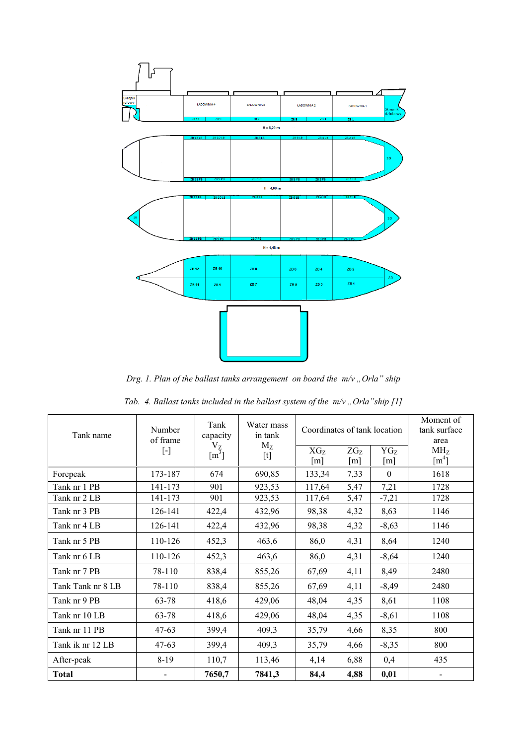Skrajnik rufowy

ŁADOWNIA 4

ŁADOWNIA 3

ŁADOWNIA 2

ŁADOWNIA 1

Skrajnik dziobowy

ZB 11 ZB 9 ZB 7 ZB 5 ZB 3 ZB 1

H = 8,20 m

ZB 12 LB ZB 10 LB ZB 8 LB ZB 6 LB ZB 4 LB ZB 2 LB

SD

ZB 11 PB ZB 9 PB ZB 7 PB ZB 5 PB ZB 3 PB ZB 1 PB

H = 4,00 m

ZB 12 LB ZB 10 LB ZB 8 LB ZB 6 LB ZB 4 LB ZB 2 LB

SR

SD

ZB 11 PB ZB 9 PB ZB 7 PB ZB 5 PB ZB 3 PB ZB 1 PB

H = 1,48 m

ZB 12 ZB 10 ZB 8 ZB 6 ZB 4 ZB 2

SD

ZB 11 ZB 9 ZB 7 ZB 5 ZB 3 ZB 1

*Drg. 1. Plan of the ballast tanks arrangement on board the m/v „Orla" ship*

*Tab. 4. Ballast tanks included in the ballast system of the m/v „Orla"ship [1]*

| Tank name | Number of frame [-] | Tank capacity $V_Z$ [$m^3$] | Water mass in tank $M_Z$ [t] | Coordinates of tank location | | | Moment of tank surface area $MH_Z$ [$m^4$] |
|---|---|---|---|---|---|---|---|
| | | | | $XG_Z$ [m] | $ZG_Z$ [m] | $YG_Z$ [m] | |
| Forepeak | 173-187 | 674 | 690,85 | 133,34 | 7,33 | 0 | 1618 |
| Tank nr 1 PB | 141-173 | 901 | 923,53 | 117,64 | 5,47 | 7,21 | 1728 |
| Tank nr 2 LB | 141-173 | 901 | 923,53 | 117,64 | 5,47 | -7,21 | 1728 |
| Tank nr 3 PB | 126-141 | 422,4 | 432,96 | 98,38 | 4,32 | 8,63 | 1146 |
| Tank nr 4 LB | 126-141 | 422,4 | 432,96 | 98,38 | 4,32 | -8,63 | 1146 |
| Tank nr 5 PB | 110-126 | 452,3 | 463,6 | 86,0 | 4,31 | 8,64 | 1240 |
| Tank nr 6 LB | 110-126 | 452,3 | 463,6 | 86,0 | 4,31 | -8,64 | 1240 |
| Tank nr 7 PB | 78-110 | 838,4 | 855,26 | 67,69 | 4,11 | 8,49 | 2480 |
| Tank Tank nr 8 LB | 78-110 | 838,4 | 855,26 | 67,69 | 4,11 | -8,49 | 2480 |
| Tank nr 9 PB | 63-78 | 418,6 | 429,06 | 48,04 | 4,35 | 8,61 | 1108 |
| Tank nr 10 LB | 63-78 | 418,6 | 429,06 | 48,04 | 4,35 | -8,61 | 1108 |
| Tank nr 11 PB | 47-63 | 399,4 | 409,3 | 35,79 | 4,66 | 8,35 | 800 |
| Tank ik nr 12 LB | 47-63 | 399,4 | 409,3 | 35,79 | 4,66 | -8,35 | 800 |
| After-peak | 8-19 | 110,7 | 113,46 | 4,14 | 6,88 | 0,4 | 435 |
| **Total** | - | **7650,7** | **7841,3** | **84,4** | **4,88** | **0,01** | - |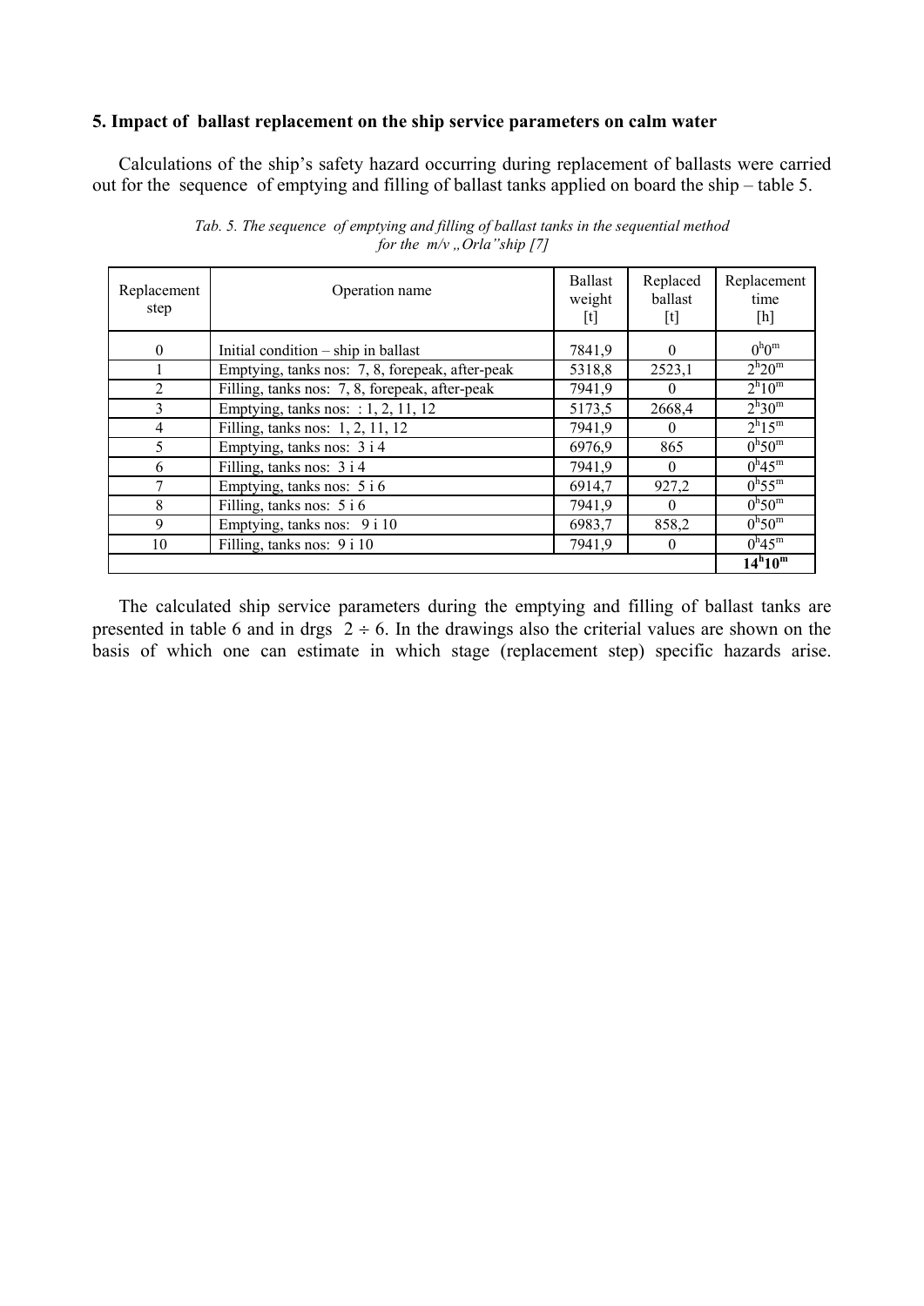## 5. Impact of ballast replacement on the ship service parameters on calm water

Calculations of the ship's safety hazard occurring during replacement of ballasts were carried out for the sequence of emptying and filling of ballast tanks applied on board the ship – table 5.

*Tab. 5. The sequence of emptying and filling of ballast tanks in the sequential method for the m/v „Orla"ship [7]*

| Replacement step | Operation name | Ballast weight [t] | Replaced ballast [t] | Replacement time [h] |
|---|---|---|---|---|
| 0 | Initial condition – ship in ballast | 7841,9 | 0 | $0^h0^m$ |
| 1 | Emptying, tanks nos: 7, 8, forepeak, after-peak | 5318,8 | 2523,1 | $2^h20^m$ |
| 2 | Filling, tanks nos: 7, 8, forepeak, after-peak | 7941,9 | 0 | $2^h10^m$ |
| 3 | Emptying, tanks nos: : 1, 2, 11, 12 | 5173,5 | 2668,4 | $2^h30^m$ |
| 4 | Filling, tanks nos: 1, 2, 11, 12 | 7941,9 | 0 | $2^h15^m$ |
| 5 | Emptying, tanks nos: 3 i 4 | 6976,9 | 865 | $0^h50^m$ |
| 6 | Filling, tanks nos: 3 i 4 | 7941,9 | 0 | $0^h45^m$ |
| 7 | Emptying, tanks nos: 5 i 6 | 6914,7 | 927,2 | $0^h55^m$ |
| 8 | Filling, tanks nos: 5 i 6 | 7941,9 | 0 | $0^h50^m$ |
| 9 | Emptying, tanks nos: 9 i 10 | 6983,7 | 858,2 | $0^h50^m$ |
| 10 | Filling, tanks nos: 9 i 10 | 7941,9 | 0 | $0^h45^m$ |
| | | | | $\mathbf{14^h10^m}$ |

The calculated ship service parameters during the emptying and filling of ballast tanks are presented in table 6 and in drgs 2 ÷ 6. In the drawings also the criterial values are shown on the basis of which one can estimate in which stage (replacement step) specific hazards arise.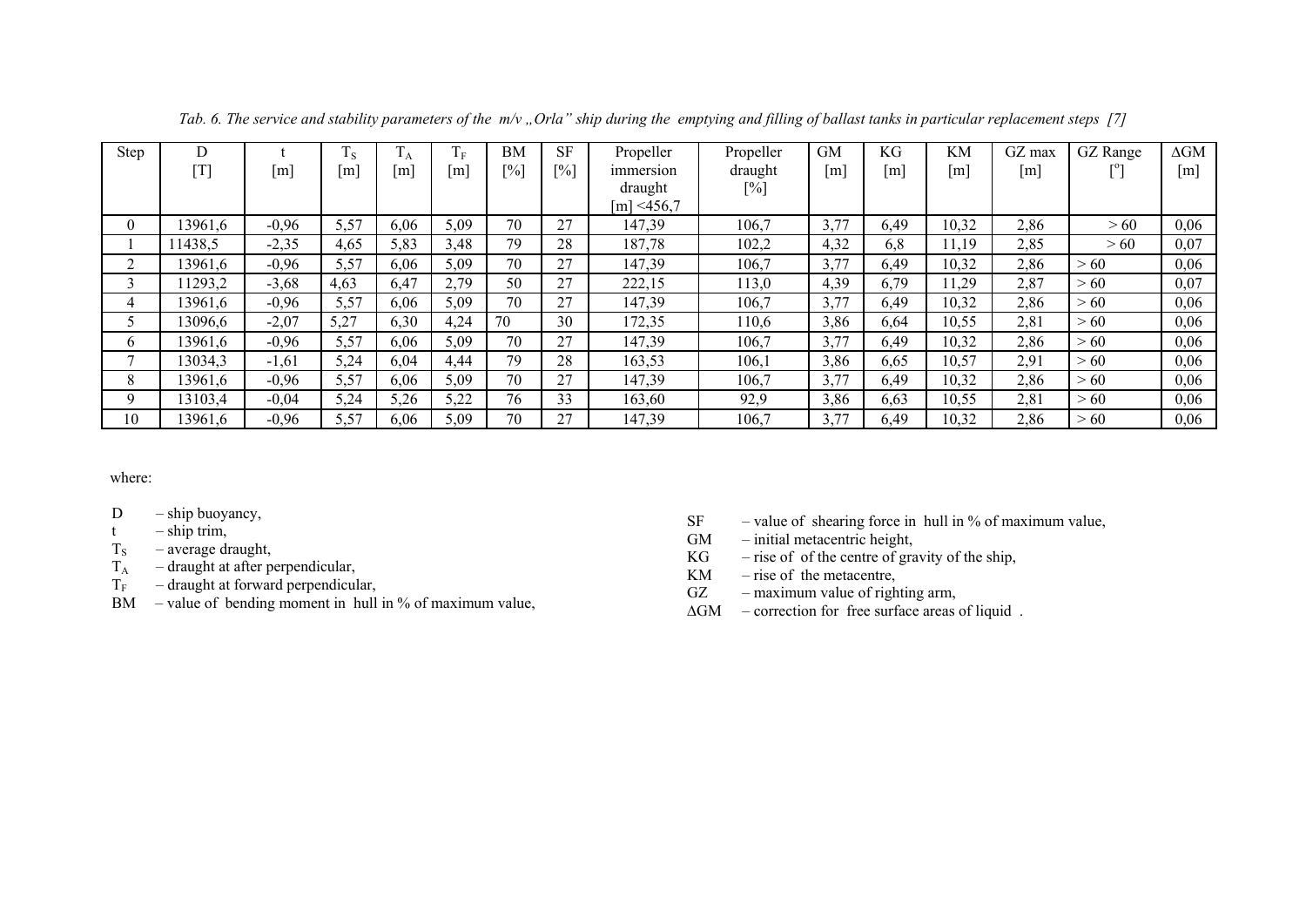*Tab. 6. The service and stability parameters of the m/v „Orla" ship during the emptying and filling of ballast tanks in particular replacement steps [7]*

| Step | D [T] | t [m] | $T_S$ [m] | $T_A$ [m] | $T_F$ [m] | BM [%] | SF [%] | Propeller immersion draught [m] <456,7 | Propeller draught [%] | GM [m] | KG [m] | KM [m] | GZ max [m] | GZ Range [°] | ΔGM [m] |
|---|---|---|---|---|---|---|---|---|---|---|---|---|---|---|---|
| 0 | 13961,6 | -0,96 | 5,57 | 6,06 | 5,09 | 70 | 27 | 147,39 | 106,7 | 3,77 | 6,49 | 10,32 | 2,86 | > 60 | 0,06 |
| 1 | 11438,5 | -2,35 | 4,65 | 5,83 | 3,48 | 79 | 28 | 187,78 | 102,2 | 4,32 | 6,8 | 11,19 | 2,85 | > 60 | 0,07 |
| 2 | 13961,6 | -0,96 | 5,57 | 6,06 | 5,09 | 70 | 27 | 147,39 | 106,7 | 3,77 | 6,49 | 10,32 | 2,86 | > 60 | 0,06 |
| 3 | 11293,2 | -3,68 | 4,63 | 6,47 | 2,79 | 50 | 27 | 222,15 | 113,0 | 4,39 | 6,79 | 11,29 | 2,87 | > 60 | 0,07 |
| 4 | 13961,6 | -0,96 | 5,57 | 6,06 | 5,09 | 70 | 27 | 147,39 | 106,7 | 3,77 | 6,49 | 10,32 | 2,86 | > 60 | 0,06 |
| 5 | 13096,6 | -2,07 | 5,27 | 6,30 | 4,24 | 70 | 30 | 172,35 | 110,6 | 3,86 | 6,64 | 10,55 | 2,81 | > 60 | 0,06 |
| 6 | 13961,6 | -0,96 | 5,57 | 6,06 | 5,09 | 70 | 27 | 147,39 | 106,7 | 3,77 | 6,49 | 10,32 | 2,86 | > 60 | 0,06 |
| 7 | 13034,3 | -1,61 | 5,24 | 6,04 | 4,44 | 79 | 28 | 163,53 | 106,1 | 3,86 | 6,65 | 10,57 | 2,91 | > 60 | 0,06 |
| 8 | 13961,6 | -0,96 | 5,57 | 6,06 | 5,09 | 70 | 27 | 147,39 | 106,7 | 3,77 | 6,49 | 10,32 | 2,86 | > 60 | 0,06 |
| 9 | 13103,4 | -0,04 | 5,24 | 5,26 | 5,22 | 76 | 33 | 163,60 | 92,9 | 3,86 | 6,63 | 10,55 | 2,81 | > 60 | 0,06 |
| 10 | 13961,6 | -0,96 | 5,57 | 6,06 | 5,09 | 70 | 27 | 147,39 | 106,7 | 3,77 | 6,49 | 10,32 | 2,86 | > 60 | 0,06 |

where:

- D – ship buoyancy,
- t – ship trim,
- $T_S$ – average draught,
- $T_A$ – draught at after perpendicular,
- $T_F$ – draught at forward perpendicular,
- BM – value of bending moment in hull in % of maximum value,
- SF – value of shearing force in hull in % of maximum value,
- GM – initial metacentric height,
- KG – rise of of the centre of gravity of the ship,
- KM – rise of the metacentre,
- GZ – maximum value of righting arm,
- ΔGM – correction for free surface areas of liquid .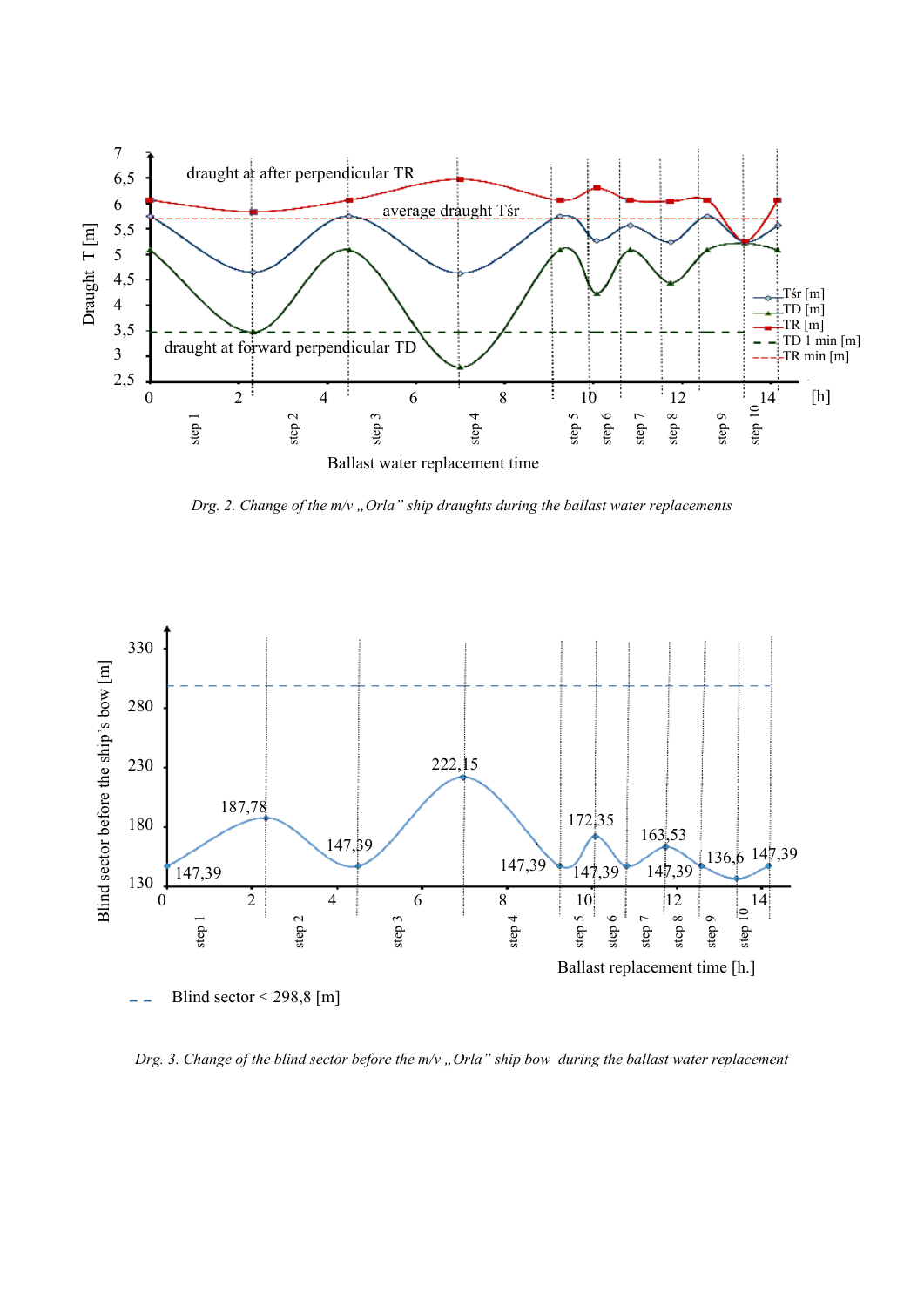7
6,5
6
5,5
5
4,5
4
3,5
3
2,5

Draught T [m]

draught at after perpendicular TR

average draught Tśr

draught at forward perpendicular TD

Tśr [m]
TD [m]
TR [m]
TD 1 min [m]
TR min [m]

0 2 4 6 8 10 12 14 [h]

step 1 step 2 step 3 step 4 step 5 step 6 step 7 step 8 step 9 step 10

Ballast water replacement time

*Drg. 2. Change of the m/v „Orla" ship draughts during the ballast water replacements*

330
280
230
180
130

Blind sector before the ship's bow [m]

187,78
147,39
147,39
222,15
147,39
172,35
147,39
163,53
147,39
136,6
147,39

0 2 4 6 8 10 12 14

step 1 step 2 step 3 step 4 step 5 step 6 step 7 step 8 step 9 step 10

Ballast replacement time [h.]

Blind sector < 298,8 [m]

*Drg. 3. Change of the blind sector before the m/v „Orla" ship bow during the ballast water replacement*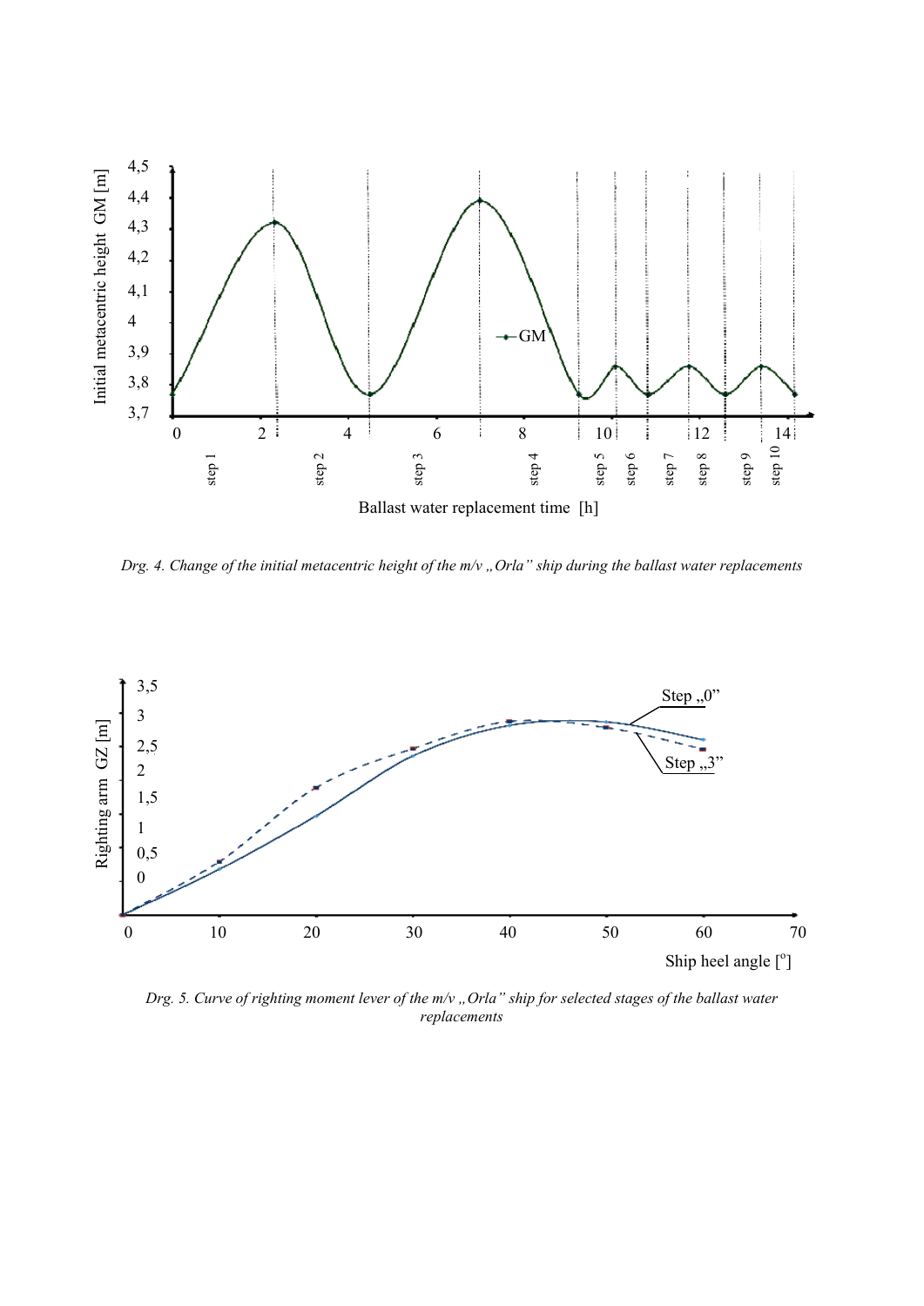Initial metacentric height GM [m]

4,5
4,4
4,3
4,2
4,1
4
3,9
3,8
3,7

GM

0
2
4
6
8
10
12
14

step 1
step 2
step 3
step 4
step 5
step 6
step 7
step 8
step 9
step 10

Ballast water replacement time [h]

*Drg. 4. Change of the initial metacentric height of the m/v „Orla" ship during the ballast water replacements*

Righting arm GZ [m]

3,5
3
2,5
2
1,5
1
0,5
0

Step „0"

Step „3"

0
10
20
30
40
50
60
70

Ship heel angle [°]

*Drg. 5. Curve of righting moment lever of the m/v „Orla" ship for selected stages of the ballast water replacements*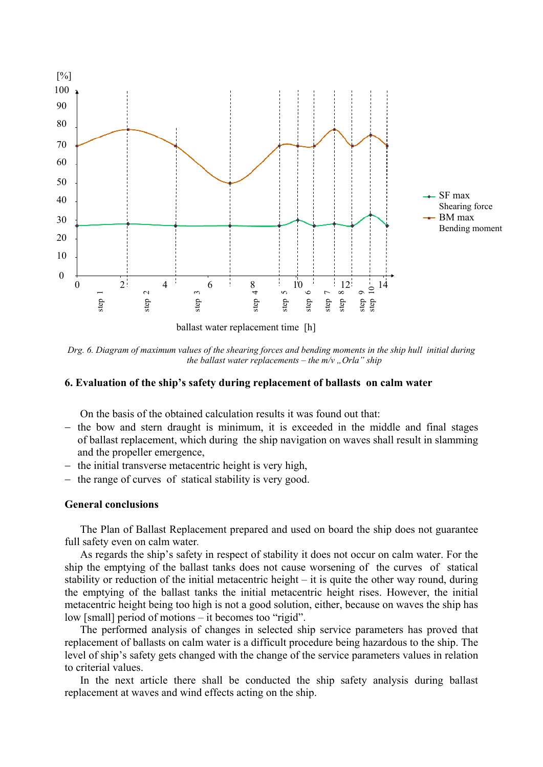*Drg. 6. Diagram of maximum values of the shearing forces and bending moments in the ship hull initial during the ballast water replacements – the m/v „Orla" ship*

### 6. Evaluation of the ship's safety during replacement of ballasts on calm water

On the basis of the obtained calculation results it was found out that:

- the bow and stern draught is minimum, it is exceeded in the middle and final stages of ballast replacement, which during the ship navigation on waves shall result in slamming and the propeller emergence,
- the initial transverse metacentric height is very high,
- the range of curves of statical stability is very good.

### General conclusions

The Plan of Ballast Replacement prepared and used on board the ship does not guarantee full safety even on calm water.

As regards the ship's safety in respect of stability it does not occur on calm water. For the ship the emptying of the ballast tanks does not cause worsening of the curves of statical stability or reduction of the initial metacentric height – it is quite the other way round, during the emptying of the ballast tanks the initial metacentric height rises. However, the initial metacentric height being too high is not a good solution, either, because on waves the ship has low [small] period of motions – it becomes too "rigid".

The performed analysis of changes in selected ship service parameters has proved that replacement of ballasts on calm water is a difficult procedure being hazardous to the ship. The level of ship's safety gets changed with the change of the service parameters values in relation to criterial values.

In the next article there shall be conducted the ship safety analysis during ballast replacement at waves and wind effects acting on the ship.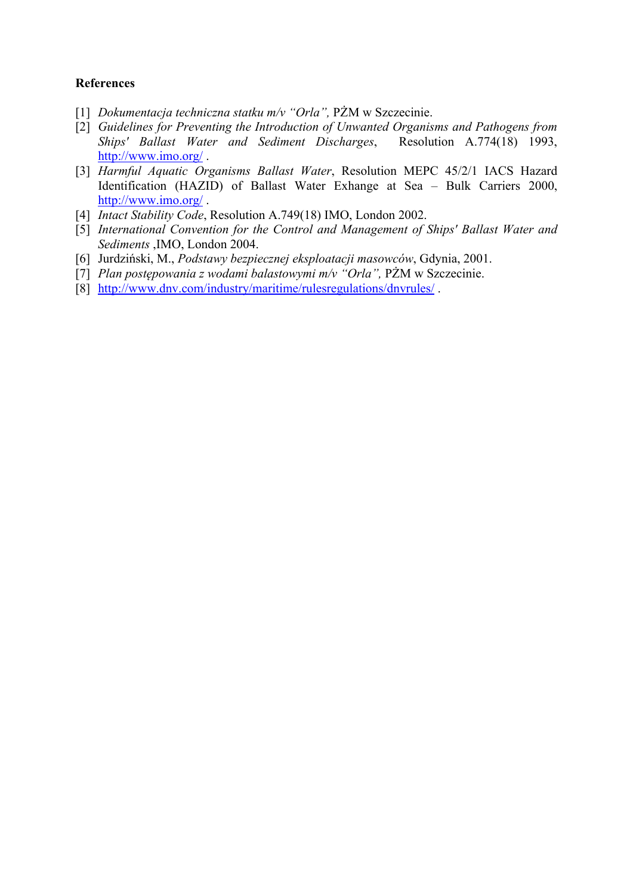**References**

[1] *Dokumentacja techniczna statku m/v "Orla",* PŻM w Szczecinie.
[2] *Guidelines for Preventing the Introduction of Unwanted Organisms and Pathogens from Ships' Ballast Water and Sediment Discharges*, Resolution A.774(18) 1993, http://www.imo.org/ .
[3] *Harmful Aquatic Organisms Ballast Water*, Resolution MEPC 45/2/1 IACS Hazard Identification (HAZID) of Ballast Water Exhange at Sea – Bulk Carriers 2000, http://www.imo.org/ .
[4] *Intact Stability Code*, Resolution A.749(18) IMO, London 2002.
[5] *International Convention for the Control and Management of Ships' Ballast Water and Sediments* ,IMO, London 2004.
[6] Jurdziński, M., *Podstawy bezpiecznej eksploatacji masowców*, Gdynia, 2001.
[7] *Plan postępowania z wodami balastowymi m/v "Orla",* PŻM w Szczecinie.
[8] http://www.dnv.com/industry/maritime/rulesregulations/dnvrules/ .